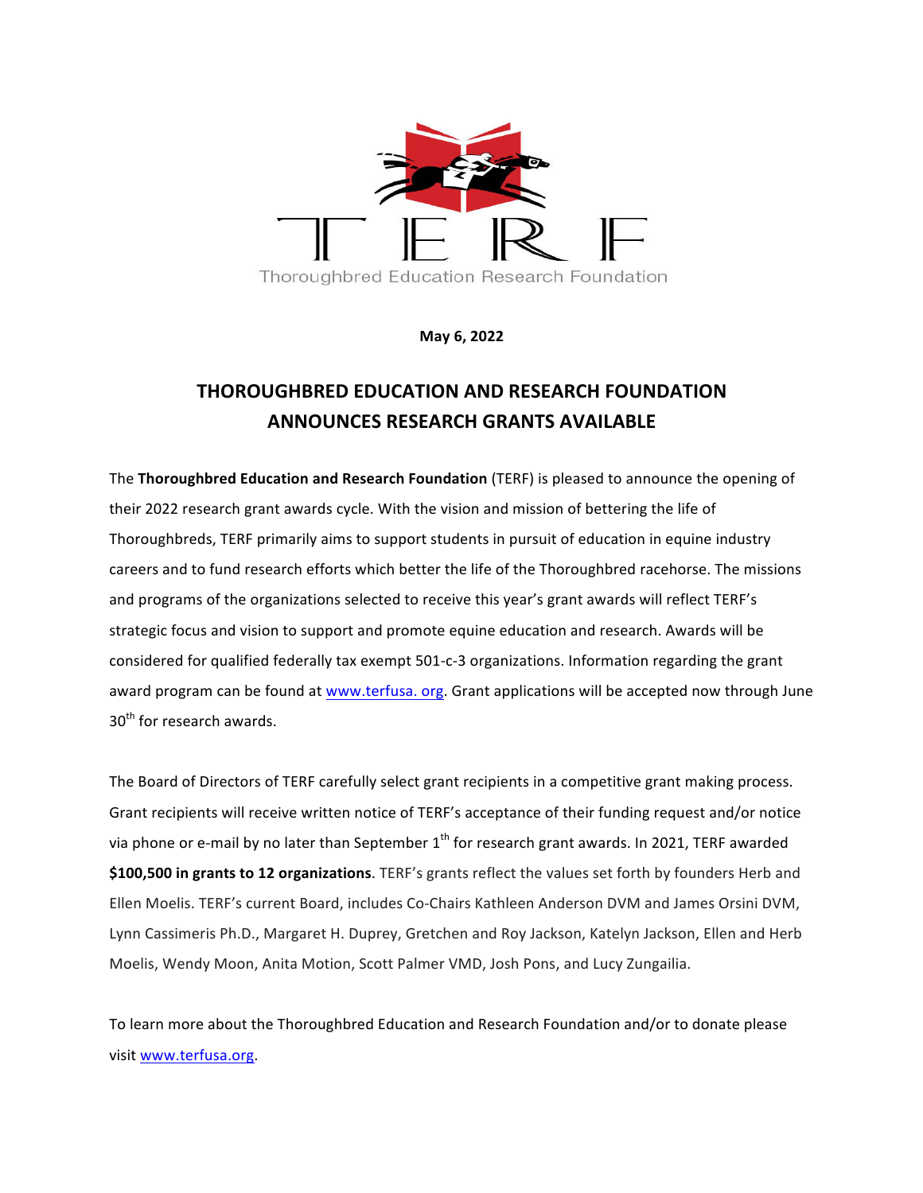TERF

Thoroughbred Education Research Foundation

**May 6, 2022**

# THOROUGHBRED EDUCATION AND RESEARCH FOUNDATION ANNOUNCES RESEARCH GRANTS AVAILABLE

The **Thoroughbred Education and Research Foundation** (TERF) is pleased to announce the opening of their 2022 research grant awards cycle. With the vision and mission of bettering the life of Thoroughbreds, TERF primarily aims to support students in pursuit of education in equine industry careers and to fund research efforts which better the life of the Thoroughbred racehorse. The missions and programs of the organizations selected to receive this year's grant awards will reflect TERF's strategic focus and vision to support and promote equine education and research. Awards will be considered for qualified federally tax exempt 501-c-3 organizations. Information regarding the grant award program can be found at www.terfusa. org. Grant applications will be accepted now through June 30th for research awards.

The Board of Directors of TERF carefully select grant recipients in a competitive grant making process. Grant recipients will receive written notice of TERF's acceptance of their funding request and/or notice via phone or e-mail by no later than September 1st for research grant awards. In 2021, TERF awarded **$100,500 in grants to 12 organizations**. TERF's grants reflect the values set forth by founders Herb and Ellen Moelis. TERF's current Board, includes Co-Chairs Kathleen Anderson DVM and James Orsini DVM, Lynn Cassimeris Ph.D., Margaret H. Duprey, Gretchen and Roy Jackson, Katelyn Jackson, Ellen and Herb Moelis, Wendy Moon, Anita Motion, Scott Palmer VMD, Josh Pons, and Lucy Zungailia.

To learn more about the Thoroughbred Education and Research Foundation and/or to donate please visit www.terfusa.org.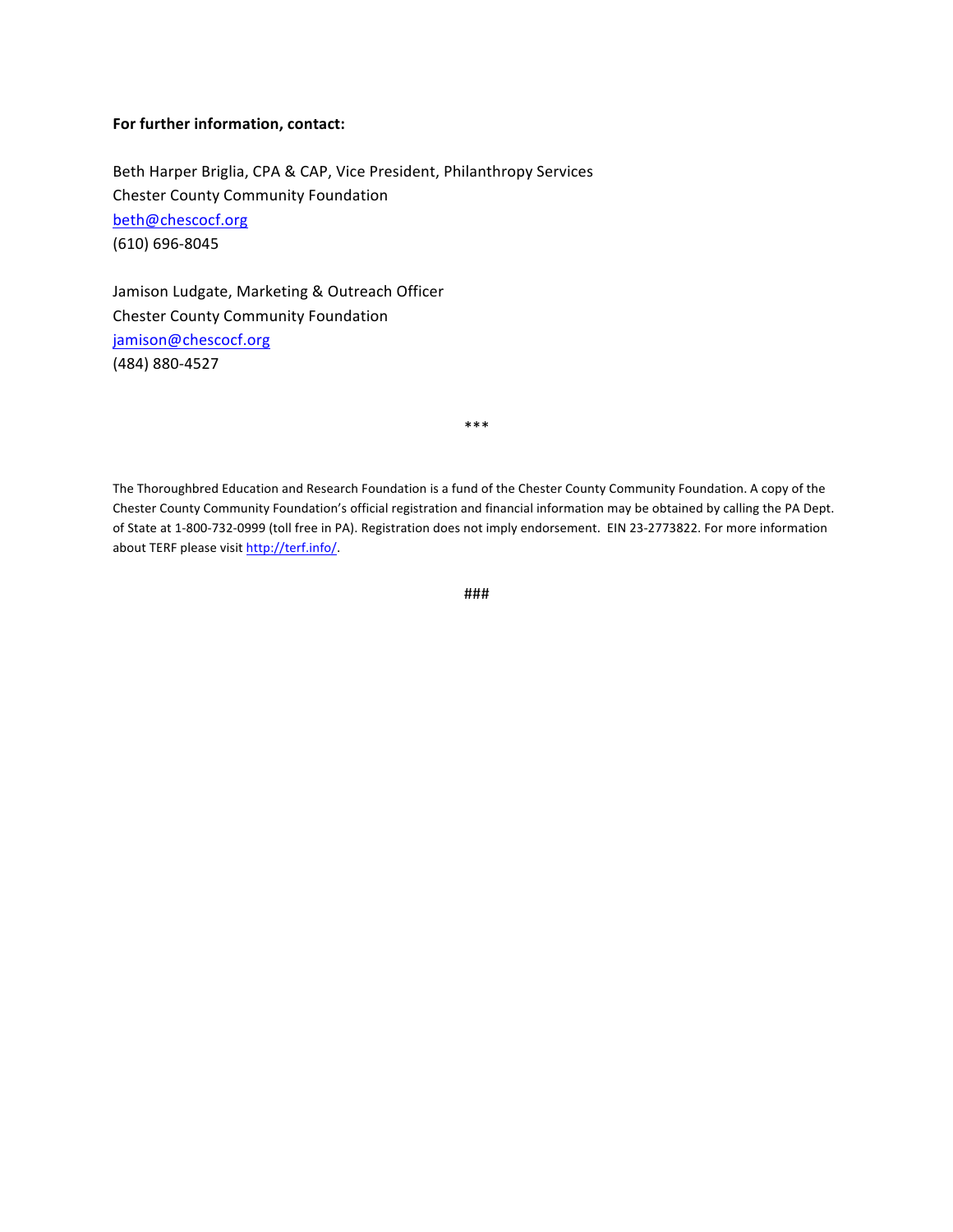**For further information, contact:**

Beth Harper Briglia, CPA & CAP, Vice President, Philanthropy Services
Chester County Community Foundation
beth@chescocf.org
(610) 696-8045

Jamison Ludgate, Marketing & Outreach Officer
Chester County Community Foundation
jamison@chescocf.org
(484) 880-4527

***

The Thoroughbred Education and Research Foundation is a fund of the Chester County Community Foundation. A copy of the Chester County Community Foundation's official registration and financial information may be obtained by calling the PA Dept. of State at 1-800-732-0999 (toll free in PA). Registration does not imply endorsement. EIN 23-2773822. For more information about TERF please visit http://terf.info/.

###